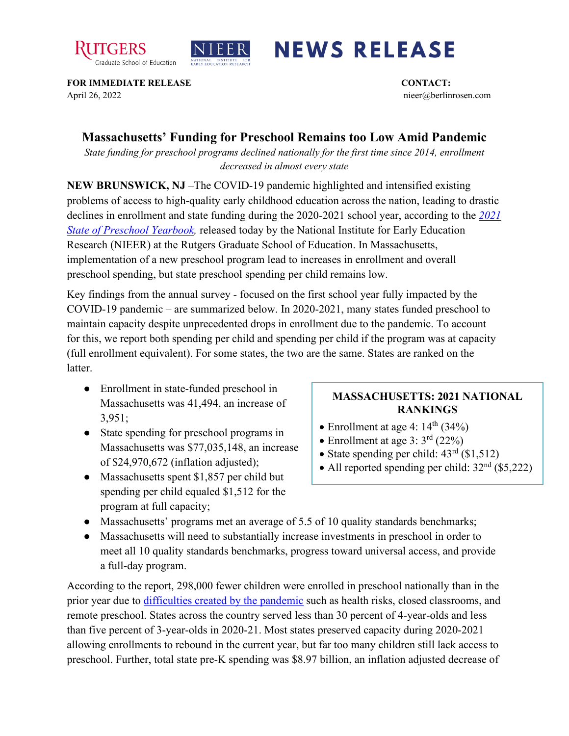**NEWS RELEASE**

**FOR IMMEDIATE RELEASE**
April 26, 2022

**CONTACT:**
nieer@berlinrosen.com

# Massachusetts' Funding for Preschool Remains too Low Amid Pandemic

*State funding for preschool programs declined nationally for the first time since 2014, enrollment decreased in almost every state*

**NEW BRUNSWICK, NJ** –The COVID-19 pandemic highlighted and intensified existing problems of access to high-quality early childhood education across the nation, leading to drastic declines in enrollment and state funding during the 2020-2021 school year, according to the [*2021 State of Preschool Yearbook*](), released today by the National Institute for Early Education Research (NIEER) at the Rutgers Graduate School of Education. In Massachusetts, implementation of a new preschool program lead to increases in enrollment and overall preschool spending, but state preschool spending per child remains low.

Key findings from the annual survey - focused on the first school year fully impacted by the COVID-19 pandemic – are summarized below. In 2020-2021, many states funded preschool to maintain capacity despite unprecedented drops in enrollment due to the pandemic. To account for this, we report both spending per child and spending per child if the program was at capacity (full enrollment equivalent). For some states, the two are the same. States are ranked on the latter.

- Enrollment in state-funded preschool in Massachusetts was 41,494, an increase of 3,951;
- State spending for preschool programs in Massachusetts was $77,035,148, an increase of $24,970,672 (inflation adjusted);
- Massachusetts spent $1,857 per child but spending per child equaled $1,512 for the program at full capacity;
- Massachusetts' programs met an average of 5.5 of 10 quality standards benchmarks;
- Massachusetts will need to substantially increase investments in preschool in order to meet all 10 quality standards benchmarks, progress toward universal access, and provide a full-day program.

**MASSACHUSETTS: 2021 NATIONAL RANKINGS**

- Enrollment at age 4: 14th (34%)
- Enrollment at age 3: 3rd (22%)
- State spending per child: 43rd ($1,512)
- All reported spending per child: 32nd ($5,222)

According to the report, 298,000 fewer children were enrolled in preschool nationally than in the prior year due to [difficulties created by the pandemic]() such as health risks, closed classrooms, and remote preschool. States across the country served less than 30 percent of 4-year-olds and less than five percent of 3-year-olds in 2020-21. Most states preserved capacity during 2020-2021 allowing enrollments to rebound in the current year, but far too many children still lack access to preschool. Further, total state pre-K spending was $8.97 billion, an inflation adjusted decrease of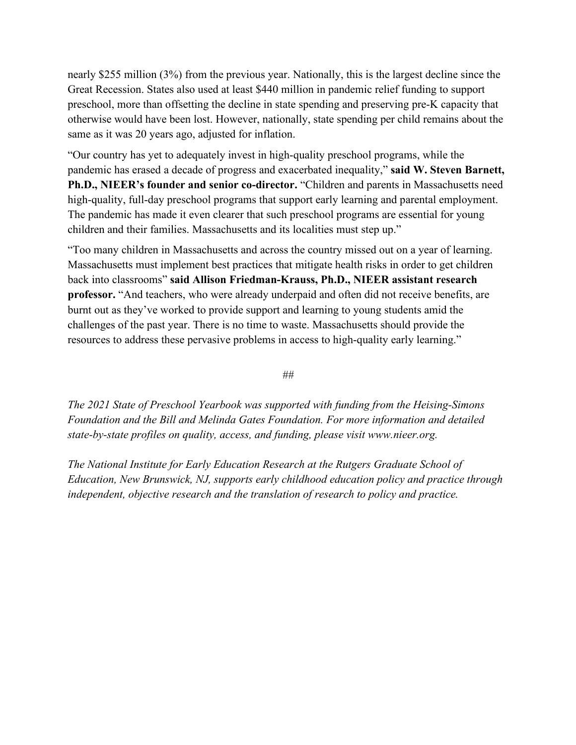nearly $255 million (3%) from the previous year. Nationally, this is the largest decline since the Great Recession. States also used at least $440 million in pandemic relief funding to support preschool, more than offsetting the decline in state spending and preserving pre-K capacity that otherwise would have been lost. However, nationally, state spending per child remains about the same as it was 20 years ago, adjusted for inflation.

"Our country has yet to adequately invest in high-quality preschool programs, while the pandemic has erased a decade of progress and exacerbated inequality," **said W. Steven Barnett, Ph.D., NIEER's founder and senior co-director.** "Children and parents in Massachusetts need high-quality, full-day preschool programs that support early learning and parental employment. The pandemic has made it even clearer that such preschool programs are essential for young children and their families. Massachusetts and its localities must step up."

"Too many children in Massachusetts and across the country missed out on a year of learning. Massachusetts must implement best practices that mitigate health risks in order to get children back into classrooms" **said Allison Friedman-Krauss, Ph.D., NIEER assistant research professor.** "And teachers, who were already underpaid and often did not receive benefits, are burnt out as they've worked to provide support and learning to young students amid the challenges of the past year. There is no time to waste. Massachusetts should provide the resources to address these pervasive problems in access to high-quality early learning."

##

*The 2021 State of Preschool Yearbook was supported with funding from the Heising-Simons Foundation and the Bill and Melinda Gates Foundation. For more information and detailed state-by-state profiles on quality, access, and funding, please visit www.nieer.org.*

*The National Institute for Early Education Research at the Rutgers Graduate School of Education, New Brunswick, NJ, supports early childhood education policy and practice through independent, objective research and the translation of research to policy and practice.*